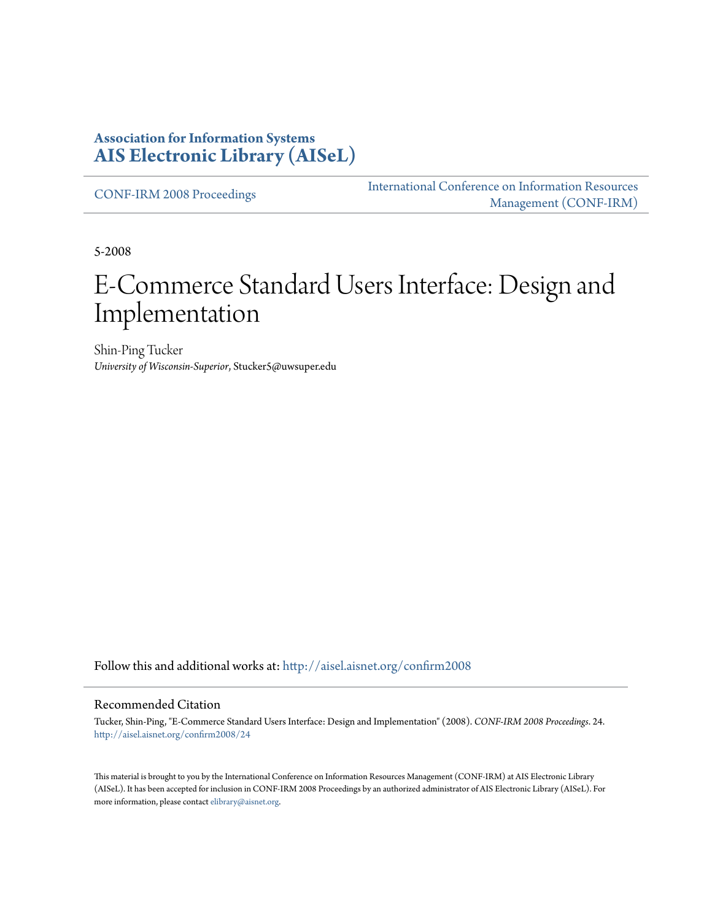**Association for Information Systems**
**AIS Electronic Library (AISeL)**

CONF-IRM 2008 Proceedings

International Conference on Information Resources Management (CONF-IRM)

5-2008

# E-Commerce Standard Users Interface: Design and Implementation

Shin-Ping Tucker
*University of Wisconsin-Superior*, Stucker5@uwsuper.edu

Follow this and additional works at: http://aisel.aisnet.org/confirm2008

## Recommended Citation

Tucker, Shin-Ping, "E-Commerce Standard Users Interface: Design and Implementation" (2008). *CONF-IRM 2008 Proceedings*. 24.
http://aisel.aisnet.org/confirm2008/24

This material is brought to you by the International Conference on Information Resources Management (CONF-IRM) at AIS Electronic Library (AISeL). It has been accepted for inclusion in CONF-IRM 2008 Proceedings by an authorized administrator of AIS Electronic Library (AISeL). For more information, please contact elibrary@aisnet.org.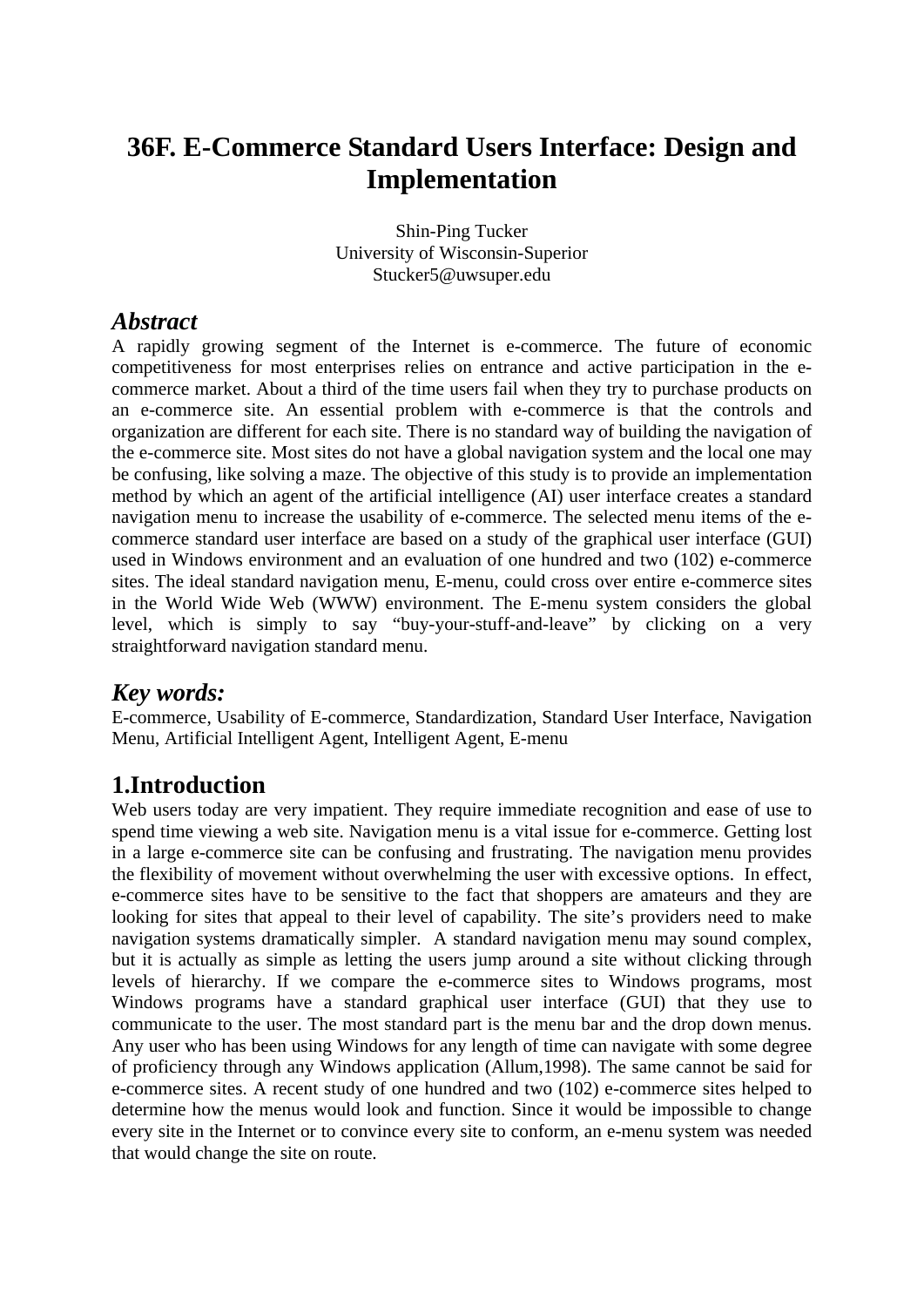# 36F. E-Commerce Standard Users Interface: Design and Implementation

Shin-Ping Tucker
University of Wisconsin-Superior
Stucker5@uwsuper.edu

## *Abstract*

A rapidly growing segment of the Internet is e-commerce. The future of economic competitiveness for most enterprises relies on entrance and active participation in the e-commerce market. About a third of the time users fail when they try to purchase products on an e-commerce site. An essential problem with e-commerce is that the controls and organization are different for each site. There is no standard way of building the navigation of the e-commerce site. Most sites do not have a global navigation system and the local one may be confusing, like solving a maze. The objective of this study is to provide an implementation method by which an agent of the artificial intelligence (AI) user interface creates a standard navigation menu to increase the usability of e-commerce. The selected menu items of the e-commerce standard user interface are based on a study of the graphical user interface (GUI) used in Windows environment and an evaluation of one hundred and two (102) e-commerce sites. The ideal standard navigation menu, E-menu, could cross over entire e-commerce sites in the World Wide Web (WWW) environment. The E-menu system considers the global level, which is simply to say "buy-your-stuff-and-leave" by clicking on a very straightforward navigation standard menu.

## *Key words:*

E-commerce, Usability of E-commerce, Standardization, Standard User Interface, Navigation Menu, Artificial Intelligent Agent, Intelligent Agent, E-menu

## 1.Introduction

Web users today are very impatient. They require immediate recognition and ease of use to spend time viewing a web site. Navigation menu is a vital issue for e-commerce. Getting lost in a large e-commerce site can be confusing and frustrating. The navigation menu provides the flexibility of movement without overwhelming the user with excessive options. In effect, e-commerce sites have to be sensitive to the fact that shoppers are amateurs and they are looking for sites that appeal to their level of capability. The site's providers need to make navigation systems dramatically simpler. A standard navigation menu may sound complex, but it is actually as simple as letting the users jump around a site without clicking through levels of hierarchy. If we compare the e-commerce sites to Windows programs, most Windows programs have a standard graphical user interface (GUI) that they use to communicate to the user. The most standard part is the menu bar and the drop down menus. Any user who has been using Windows for any length of time can navigate with some degree of proficiency through any Windows application (Allum,1998). The same cannot be said for e-commerce sites. A recent study of one hundred and two (102) e-commerce sites helped to determine how the menus would look and function. Since it would be impossible to change every site in the Internet or to convince every site to conform, an e-menu system was needed that would change the site on route.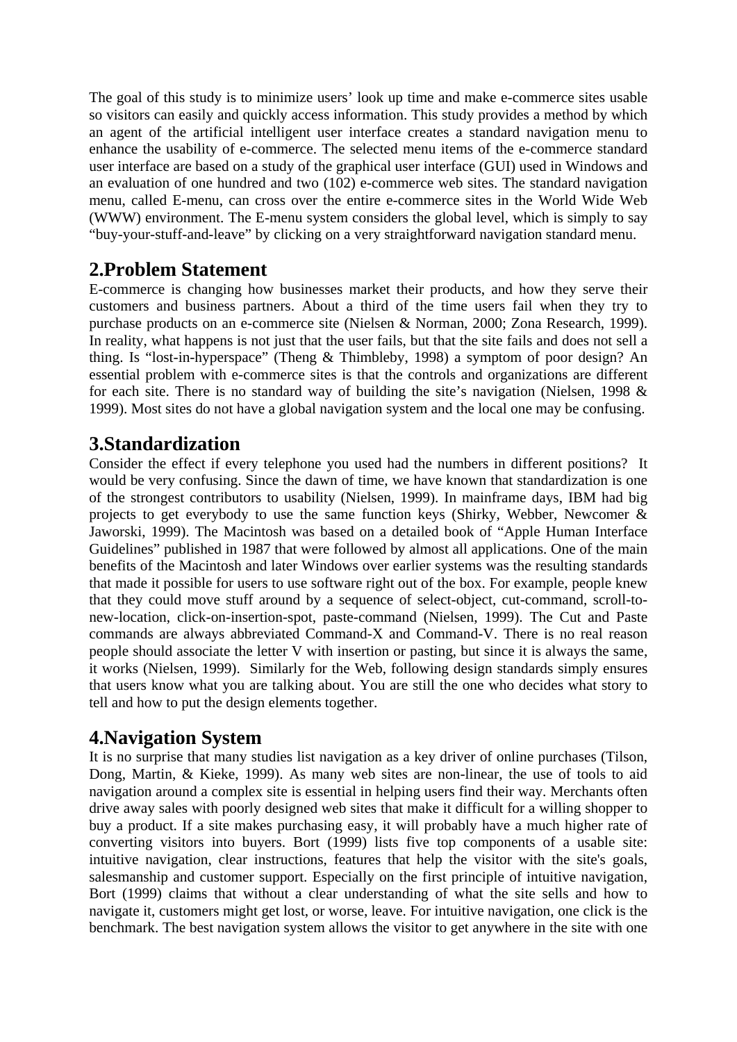The goal of this study is to minimize users' look up time and make e-commerce sites usable so visitors can easily and quickly access information. This study provides a method by which an agent of the artificial intelligent user interface creates a standard navigation menu to enhance the usability of e-commerce. The selected menu items of the e-commerce standard user interface are based on a study of the graphical user interface (GUI) used in Windows and an evaluation of one hundred and two (102) e-commerce web sites. The standard navigation menu, called E-menu, can cross over the entire e-commerce sites in the World Wide Web (WWW) environment. The E-menu system considers the global level, which is simply to say "buy-your-stuff-and-leave" by clicking on a very straightforward navigation standard menu.

## 2.Problem Statement

E-commerce is changing how businesses market their products, and how they serve their customers and business partners. About a third of the time users fail when they try to purchase products on an e-commerce site (Nielsen & Norman, 2000; Zona Research, 1999). In reality, what happens is not just that the user fails, but that the site fails and does not sell a thing. Is "lost-in-hyperspace" (Theng & Thimbleby, 1998) a symptom of poor design? An essential problem with e-commerce sites is that the controls and organizations are different for each site. There is no standard way of building the site's navigation (Nielsen, 1998 & 1999). Most sites do not have a global navigation system and the local one may be confusing.

## 3.Standardization

Consider the effect if every telephone you used had the numbers in different positions? It would be very confusing. Since the dawn of time, we have known that standardization is one of the strongest contributors to usability (Nielsen, 1999). In mainframe days, IBM had big projects to get everybody to use the same function keys (Shirky, Webber, Newcomer & Jaworski, 1999). The Macintosh was based on a detailed book of "Apple Human Interface Guidelines" published in 1987 that were followed by almost all applications. One of the main benefits of the Macintosh and later Windows over earlier systems was the resulting standards that made it possible for users to use software right out of the box. For example, people knew that they could move stuff around by a sequence of select-object, cut-command, scroll-to-new-location, click-on-insertion-spot, paste-command (Nielsen, 1999). The Cut and Paste commands are always abbreviated Command-X and Command-V. There is no real reason people should associate the letter V with insertion or pasting, but since it is always the same, it works (Nielsen, 1999). Similarly for the Web, following design standards simply ensures that users know what you are talking about. You are still the one who decides what story to tell and how to put the design elements together.

## 4.Navigation System

It is no surprise that many studies list navigation as a key driver of online purchases (Tilson, Dong, Martin, & Kieke, 1999). As many web sites are non-linear, the use of tools to aid navigation around a complex site is essential in helping users find their way. Merchants often drive away sales with poorly designed web sites that make it difficult for a willing shopper to buy a product. If a site makes purchasing easy, it will probably have a much higher rate of converting visitors into buyers. Bort (1999) lists five top components of a usable site: intuitive navigation, clear instructions, features that help the visitor with the site's goals, salesmanship and customer support. Especially on the first principle of intuitive navigation, Bort (1999) claims that without a clear understanding of what the site sells and how to navigate it, customers might get lost, or worse, leave. For intuitive navigation, one click is the benchmark. The best navigation system allows the visitor to get anywhere in the site with one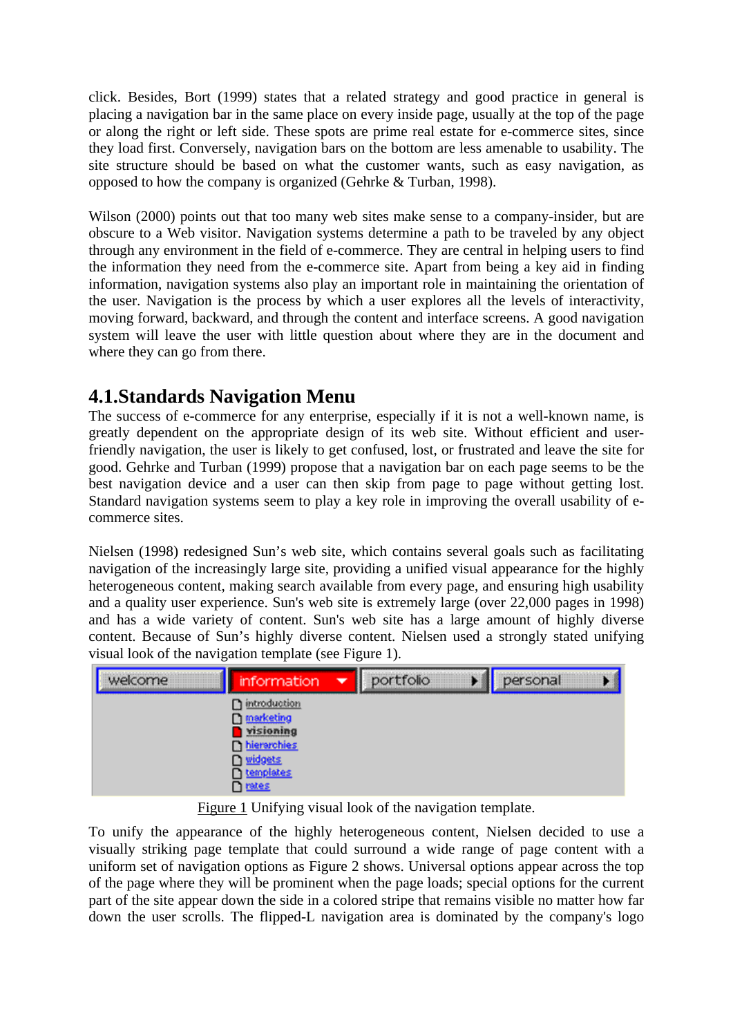click. Besides, Bort (1999) states that a related strategy and good practice in general is placing a navigation bar in the same place on every inside page, usually at the top of the page or along the right or left side. These spots are prime real estate for e-commerce sites, since they load first. Conversely, navigation bars on the bottom are less amenable to usability. The site structure should be based on what the customer wants, such as easy navigation, as opposed to how the company is organized (Gehrke & Turban, 1998).

Wilson (2000) points out that too many web sites make sense to a company-insider, but are obscure to a Web visitor. Navigation systems determine a path to be traveled by any object through any environment in the field of e-commerce. They are central in helping users to find the information they need from the e-commerce site. Apart from being a key aid in finding information, navigation systems also play an important role in maintaining the orientation of the user. Navigation is the process by which a user explores all the levels of interactivity, moving forward, backward, and through the content and interface screens. A good navigation system will leave the user with little question about where they are in the document and where they can go from there.

## 4.1. Standards Navigation Menu

The success of e-commerce for any enterprise, especially if it is not a well-known name, is greatly dependent on the appropriate design of its web site. Without efficient and user-friendly navigation, the user is likely to get confused, lost, or frustrated and leave the site for good. Gehrke and Turban (1999) propose that a navigation bar on each page seems to be the best navigation device and a user can then skip from page to page without getting lost. Standard navigation systems seem to play a key role in improving the overall usability of e-commerce sites.

Nielsen (1998) redesigned Sun's web site, which contains several goals such as facilitating navigation of the increasingly large site, providing a unified visual appearance for the highly heterogeneous content, making search available from every page, and ensuring high usability and a quality user experience. Sun's web site is extremely large (over 22,000 pages in 1998) and has a wide variety of content. Sun's web site has a large amount of highly diverse content. Because of Sun's highly diverse content. Nielsen used a strongly stated unifying visual look of the navigation template (see Figure 1).

welcome | information | portfolio | personal

introduction
marketing
visioning
hierarchies
widgets
templates
rates

Figure 1 Unifying visual look of the navigation template.

To unify the appearance of the highly heterogeneous content, Nielsen decided to use a visually striking page template that could surround a wide range of page content with a uniform set of navigation options as Figure 2 shows. Universal options appear across the top of the page where they will be prominent when the page loads; special options for the current part of the site appear down the side in a colored stripe that remains visible no matter how far down the user scrolls. The flipped-L navigation area is dominated by the company's logo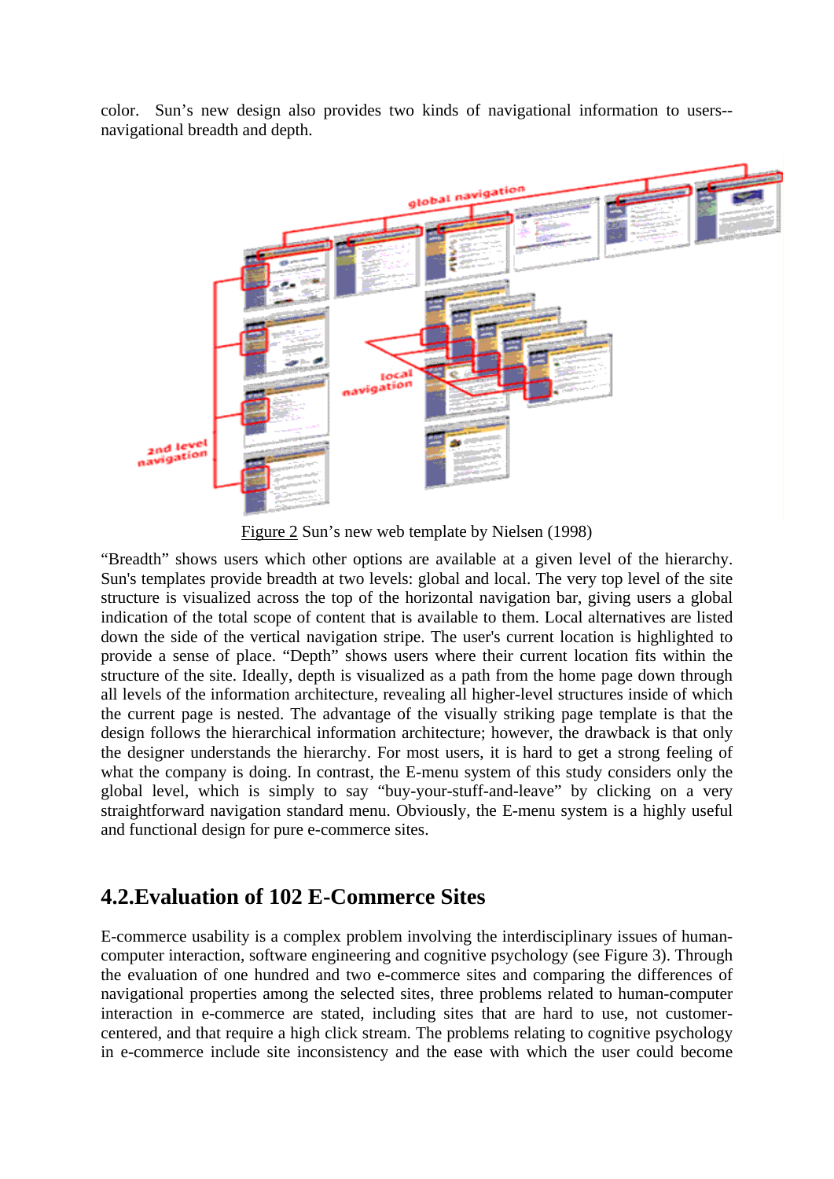color. Sun's new design also provides two kinds of navigational information to users--navigational breadth and depth.

Figure 2 Sun's new web template by Nielsen (1998)

"Breadth" shows users which other options are available at a given level of the hierarchy. Sun's templates provide breadth at two levels: global and local. The very top level of the site structure is visualized across the top of the horizontal navigation bar, giving users a global indication of the total scope of content that is available to them. Local alternatives are listed down the side of the vertical navigation stripe. The user's current location is highlighted to provide a sense of place. "Depth" shows users where their current location fits within the structure of the site. Ideally, depth is visualized as a path from the home page down through all levels of the information architecture, revealing all higher-level structures inside of which the current page is nested. The advantage of the visually striking page template is that the design follows the hierarchical information architecture; however, the drawback is that only the designer understands the hierarchy. For most users, it is hard to get a strong feeling of what the company is doing. In contrast, the E-menu system of this study considers only the global level, which is simply to say "buy-your-stuff-and-leave" by clicking on a very straightforward navigation standard menu. Obviously, the E-menu system is a highly useful and functional design for pure e-commerce sites.

## 4.2.Evaluation of 102 E-Commerce Sites

E-commerce usability is a complex problem involving the interdisciplinary issues of human-computer interaction, software engineering and cognitive psychology (see Figure 3). Through the evaluation of one hundred and two e-commerce sites and comparing the differences of navigational properties among the selected sites, three problems related to human-computer interaction in e-commerce are stated, including sites that are hard to use, not customer-centered, and that require a high click stream. The problems relating to cognitive psychology in e-commerce include site inconsistency and the ease with which the user could become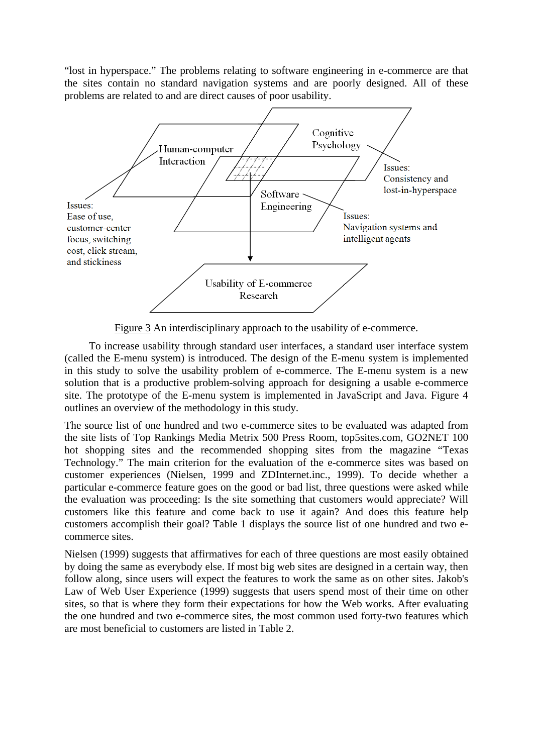"lost in hyperspace." The problems relating to software engineering in e-commerce are that the sites contain no standard navigation systems and are poorly designed. All of these problems are related to and are direct causes of poor usability.

Human-computer Interaction

Cognitive Psychology

Software Engineering

Issues: Ease of use, customer-center focus, switching cost, click stream, and stickiness

Issues: Consistency and lost-in-hyperspace

Issues: Navigation systems and intelligent agents

Usability of E-commerce Research

Figure 3 An interdisciplinary approach to the usability of e-commerce.

To increase usability through standard user interfaces, a standard user interface system (called the E-menu system) is introduced. The design of the E-menu system is implemented in this study to solve the usability problem of e-commerce. The E-menu system is a new solution that is a productive problem-solving approach for designing a usable e-commerce site. The prototype of the E-menu system is implemented in JavaScript and Java. Figure 4 outlines an overview of the methodology in this study.

The source list of one hundred and two e-commerce sites to be evaluated was adapted from the site lists of Top Rankings Media Metrix 500 Press Room, top5sites.com, GO2NET 100 hot shopping sites and the recommended shopping sites from the magazine "Texas Technology." The main criterion for the evaluation of the e-commerce sites was based on customer experiences (Nielsen, 1999 and ZDInternet.inc., 1999). To decide whether a particular e-commerce feature goes on the good or bad list, three questions were asked while the evaluation was proceeding: Is the site something that customers would appreciate? Will customers like this feature and come back to use it again? And does this feature help customers accomplish their goal? Table 1 displays the source list of one hundred and two e-commerce sites.

Nielsen (1999) suggests that affirmatives for each of three questions are most easily obtained by doing the same as everybody else. If most big web sites are designed in a certain way, then follow along, since users will expect the features to work the same as on other sites. Jakob's Law of Web User Experience (1999) suggests that users spend most of their time on other sites, so that is where they form their expectations for how the Web works. After evaluating the one hundred and two e-commerce sites, the most common used forty-two features which are most beneficial to customers are listed in Table 2.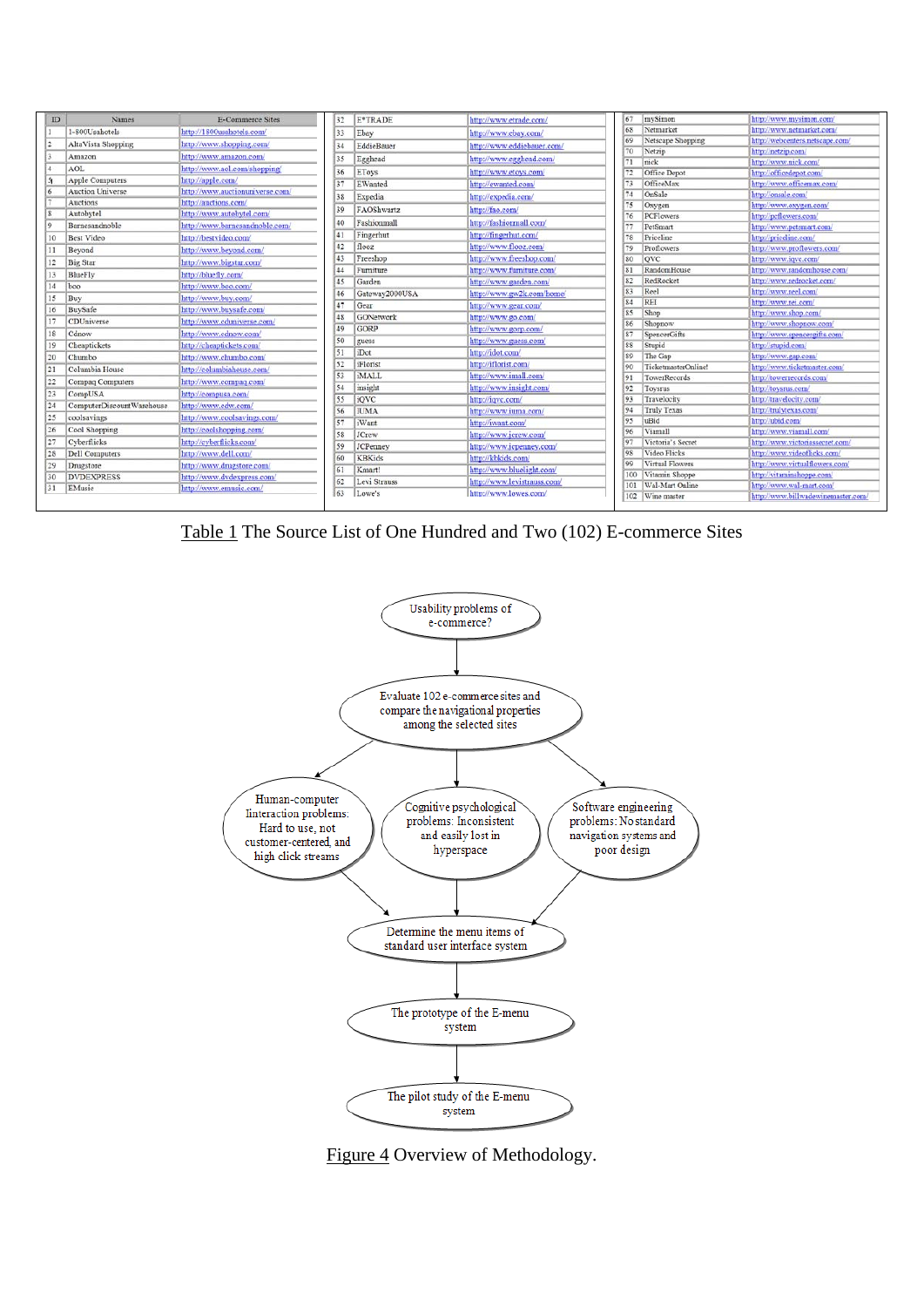| ID | Names | E-Commerce Sites |
|---|---|---|
| 1 | 1-800Usahotels | http://1800usahotels.com/ |
| 2 | AltaVista Shopping | http://www.shopping.com/ |
| 3 | Amazon | http://www.amazon.com/ |
| 4 | AOL | http://www.aol.com/shopping/ |
| 5 | Apple Computers | http://apple.com/ |
| 6 | Auction Universe | http://www.auctionuniverse.com/ |
| 7 | Auctions | http://auctions.com/ |
| 8 | Autobytel | http://www.autobytel.com/ |
| 9 | Barnesandnoble | http://www.barnesandnoble.com/ |
| 10 | Best Video | http://bestvideo.com/ |
| 11 | Beyond | http://www.beyond.com/ |
| 12 | Big Star | http://www.bigstar.com/ |
| 13 | BlueFly | http://bluefly.com/ |
| 14 | boo | http://www.boo.com/ |
| 15 | Buy | http://www.buy.com/ |
| 16 | BuySafe | http://www.buysafe.com/ |
| 17 | CDUniverse | http://www.cdniverse.com/ |
| 18 | Cdnow | http://www.cdnow.com/ |
| 19 | Cheaptickets | http://cheaptickets.com/ |
| 20 | Chumbo | http://www.chumbo.com/ |
| 21 | Columbia House | http://columbiahouse.com/ |
| 22 | Compaq Computers | http://www.compaq.com/ |
| 23 | CompUSA | http://compusa.com/ |
| 24 | ComputerDiscountWarehouse | http://www.cdw.com/ |
| 25 | coolsavings | http://www.coolsavings.com/ |
| 26 | Cool Shopping | http://coolshopping.com/ |
| 27 | Cyberflicks | http://cyberflicks.com/ |
| 28 | Dell Computers | http://www.dell.com/ |
| 29 | Drugstore | http://www.drugstore.com/ |
| 30 | DVDEXPRESS | http://www.dvdexpress.com/ |
| 31 | EMusic | http://www.emusic.com/ |
| 32 | E*TRADE | http://www.etrade.com/ |
| 33 | Ebey | http://www.ebay.com/ |
| 34 | EddieBauer | http://www.eddiebauer.com/ |
| 35 | Egghead | http://www.egghead.com/ |
| 36 | EToys | http://www.etoys.com/ |
| 37 | EWanted | http://ewanted.com/ |
| 38 | Expedia | http://expedia.com/ |
| 39 | FAOShwartz | http://fao.com/ |
| 40 | Fashionmall | http://fashionmall.com/ |
| 41 | Fingerhut | http://fingerhut.com/ |
| 42 | flooz | http://www.flooz.com/ |
| 43 | Freeshop | http://www.freeshop.com/ |
| 44 | Furniture | http://www.furniture.com/ |
| 45 | Garden | http://www.garden.com/ |
| 46 | Gateway2000USA | http://www.gw2k.com/home/ |
| 47 | Gear | http://www.gear.com/ |
| 48 | GONetwork | http://www.go.com/ |
| 49 | GORP | http://www.gorp.com/ |
| 50 | guess | http://www.guess.com/ |
| 51 | iDot | http://idot.com/ |
| 52 | iFlorist | http://iflorist.com/ |
| 53 | iMALL | http://www.imall.com/ |
| 54 | insight | http://www.insight.com/ |
| 55 | iQVC | http://iqvc.com/ |
| 56 | IUMA | http://www.iuma.com/ |
| 57 | iWant | http://iwant.com/ |
| 58 | JCrew | http://www.jcrew.com/ |
| 59 | JCPenney | http://www.jcpenney.com/ |
| 60 | KBKids | http://kbkids.com/ |
| 61 | Kmart! | http://www.bluelight.com/ |
| 62 | Levi Strauss | http://www.levistrauss.com/ |
| 63 | Lowe's | http://www.lowes.com/ |
| 67 | mySimon | http://www.mysimon.com/ |
| 68 | Netmarket | http://www.netmarket.com/ |
| 69 | Netscape Shopping | http://webcenters.netscape.com/ |
| 70 | Netzip | http://netzip.com/ |
| 71 | nick | http://www.nick.com/ |
| 72 | Office Depot | http://officedepot.com/ |
| 73 | OfficeMax | http://www.officemax.com/ |
| 74 | OnSale | http://onsale.com/ |
| 75 | Oxygen | http://www.oxygen.com/ |
| 76 | PCFlowers | http://pcflowers.com/ |
| 77 | PetSmart | http://www.petsmart.com/ |
| 78 | Priceline | http://priceline.com/ |
| 79 | Proflowers | http://www.proflowers.com/ |
| 80 | QVC | http://www.iqvc.com/ |
| 81 | RandomHouse | http://www.randomhouse.com/ |
| 82 | RedRocket | http://www.redrocket.com/ |
| 83 | Reel | http://www.reel.com/ |
| 84 | REI | http://www.rei.com/ |
| 85 | Shop | http://www.shop.com/ |
| 86 | Shopnow | http://www.shopnow.com/ |
| 87 | SpencerGifts | http://www.spencergifts.com/ |
| 88 | Stupid | http://stupid.com/ |
| 89 | The Gap | http://www.gap.com/ |
| 90 | TicketmasterOnline! | http://www.ticketmaster.com/ |
| 91 | TowerRecords | http://towerrecords.com/ |
| 92 | Toysrus | http://toysrus.com/ |
| 93 | Travelocity | http://travelocity.com/ |
| 94 | Truly Texas | http://trulytexas.com/ |
| 95 | uBid | http://ubid.com/ |
| 96 | Viamall | http://www.viamall.com/ |
| 97 | Victoria's Secret | http://www.victoriassecret.com/ |
| 98 | Video Flicks | http://www.videoflicks.com/ |
| 99 | Virtual Flowers | http://www.virtualflowers.com/ |
| 100 | Vitamin Shoppe | http://vitaminshoppe.com/ |
| 101 | Wal-Mart Online | http://www.wal-mart.com/ |
| 102 | Wine master | http://www.billwadewinemaster.com/ |

Table 1 The Source List of One Hundred and Two (102) E-commerce Sites

Usability problems of e-commerce?

Evaluate 102 e-commerce sites and compare the navigational properties among the selected sites

Human-computer interaction problems: Hard to use, not customer-centered, and high click streams

Cognitive psychological problems: Inconsistent and easily lost in hyperspace

Software engineering problems: No standard navigation systems and poor design

Determine the menu items of standard user interface system

The prototype of the E-menu system

The pilot study of the E-menu system

Figure 4 Overview of Methodology.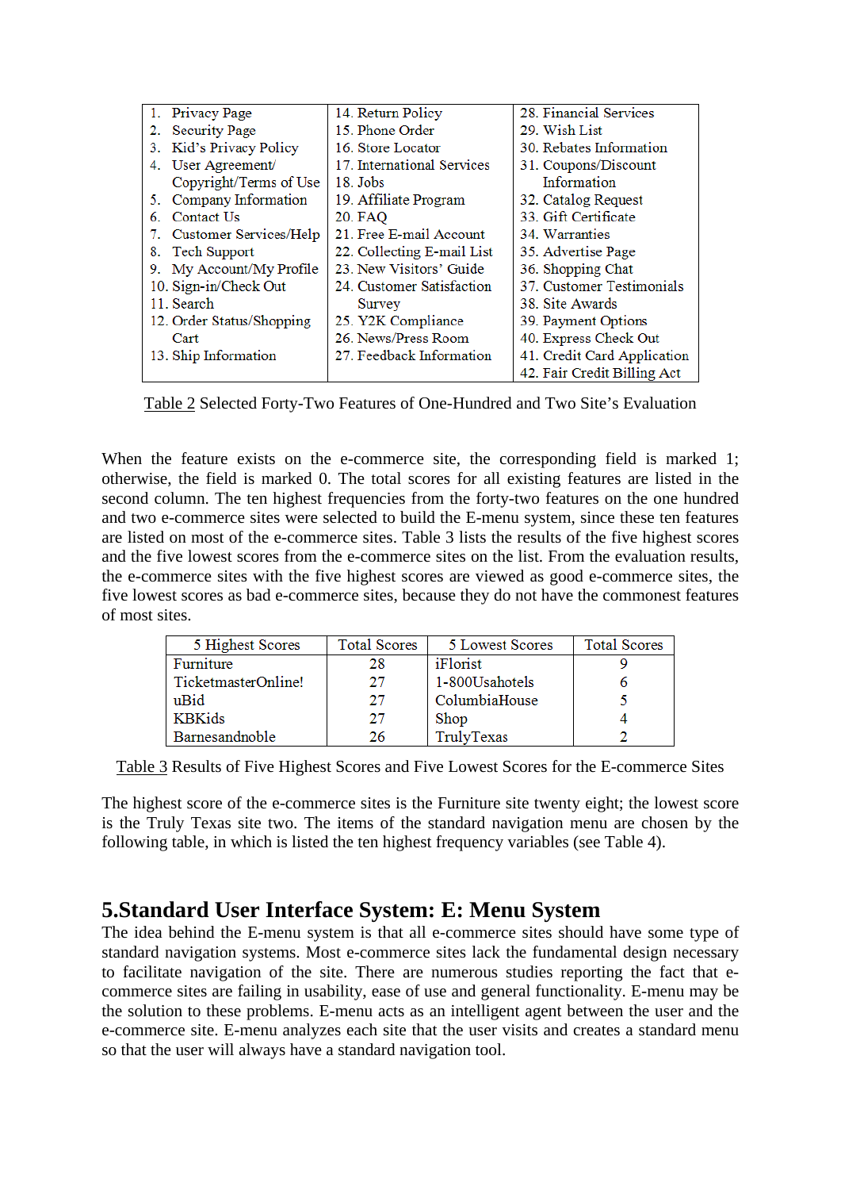| 1. Privacy Page | 14. Return Policy | 28. Financial Services |
|---|---|---|
| 2. Security Page | 15. Phone Order | 29. Wish List |
| 3. Kid's Privacy Policy | 16. Store Locator | 30. Rebates Information |
| 4. User Agreement/ Copyright/Terms of Use | 17. International Services | 31. Coupons/Discount Information |
| 5. Company Information | 18. Jobs | 32. Catalog Request |
| 6. Contact Us | 19. Affiliate Program | 33. Gift Certificate |
| 7. Customer Services/Help | 20. FAQ | 34. Warranties |
| 8. Tech Support | 21. Free E-mail Account | 35. Advertise Page |
| 9. My Account/My Profile | 22. Collecting E-mail List | 36. Shopping Chat |
| 10. Sign-in/Check Out | 23. New Visitors' Guide | 37. Customer Testimonials |
| 11. Search | 24. Customer Satisfaction Survey | 38. Site Awards |
| 12. Order Status/Shopping Cart | 25. Y2K Compliance | 39. Payment Options |
| 13. Ship Information | 26. News/Press Room | 40. Express Check Out |
| | 27. Feedback Information | 41. Credit Card Application |
| | | 42. Fair Credit Billing Act |

Table 2 Selected Forty-Two Features of One-Hundred and Two Site's Evaluation

When the feature exists on the e-commerce site, the corresponding field is marked 1; otherwise, the field is marked 0. The total scores for all existing features are listed in the second column. The ten highest frequencies from the forty-two features on the one hundred and two e-commerce sites were selected to build the E-menu system, since these ten features are listed on most of the e-commerce sites. Table 3 lists the results of the five highest scores and the five lowest scores from the e-commerce sites on the list. From the evaluation results, the e-commerce sites with the five highest scores are viewed as good e-commerce sites, the five lowest scores as bad e-commerce sites, because they do not have the commonest features of most sites.

| 5 Highest Scores | Total Scores | 5 Lowest Scores | Total Scores |
|---|---|---|---|
| Furniture | 28 | iFlorist | 9 |
| TicketmasterOnline! | 27 | 1-800Usahotels | 6 |
| uBid | 27 | ColumbiaHouse | 5 |
| KBKids | 27 | Shop | 4 |
| Barnesandnoble | 26 | TrulyTexas | 2 |

Table 3 Results of Five Highest Scores and Five Lowest Scores for the E-commerce Sites

The highest score of the e-commerce sites is the Furniture site twenty eight; the lowest score is the Truly Texas site two. The items of the standard navigation menu are chosen by the following table, in which is listed the ten highest frequency variables (see Table 4).

## 5.Standard User Interface System: E: Menu System

The idea behind the E-menu system is that all e-commerce sites should have some type of standard navigation systems. Most e-commerce sites lack the fundamental design necessary to facilitate navigation of the site. There are numerous studies reporting the fact that e-commerce sites are failing in usability, ease of use and general functionality. E-menu may be the solution to these problems. E-menu acts as an intelligent agent between the user and the e-commerce site. E-menu analyzes each site that the user visits and creates a standard menu so that the user will always have a standard navigation tool.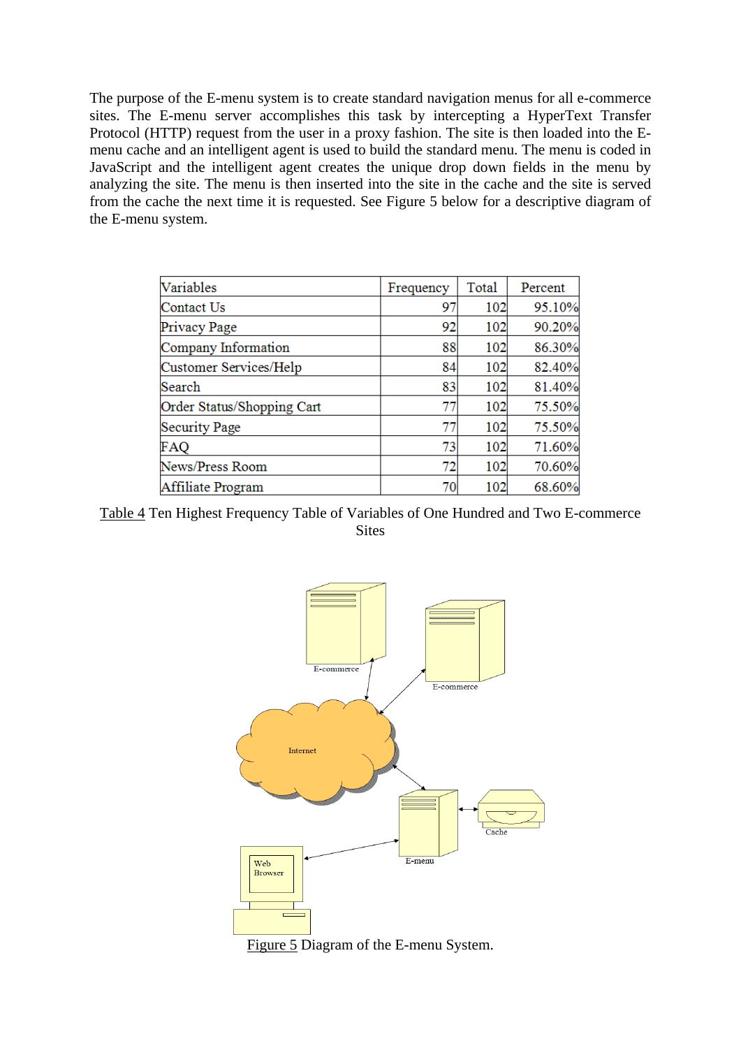The purpose of the E-menu system is to create standard navigation menus for all e-commerce sites. The E-menu server accomplishes this task by intercepting a HyperText Transfer Protocol (HTTP) request from the user in a proxy fashion. The site is then loaded into the E-menu cache and an intelligent agent is used to build the standard menu. The menu is coded in JavaScript and the intelligent agent creates the unique drop down fields in the menu by analyzing the site. The menu is then inserted into the site in the cache and the site is served from the cache the next time it is requested. See Figure 5 below for a descriptive diagram of the E-menu system.

| Variables | Frequency | Total | Percent |
|---|---|---|---|
| Contact Us | 97 | 102 | 95.10% |
| Privacy Page | 92 | 102 | 90.20% |
| Company Information | 88 | 102 | 86.30% |
| Customer Services/Help | 84 | 102 | 82.40% |
| Search | 83 | 102 | 81.40% |
| Order Status/Shopping Cart | 77 | 102 | 75.50% |
| Security Page | 77 | 102 | 75.50% |
| FAQ | 73 | 102 | 71.60% |
| News/Press Room | 72 | 102 | 70.60% |
| Affiliate Program | 70 | 102 | 68.60% |

Table 4 Ten Highest Frequency Table of Variables of One Hundred and Two E-commerce Sites

Figure 5 Diagram of the E-menu System.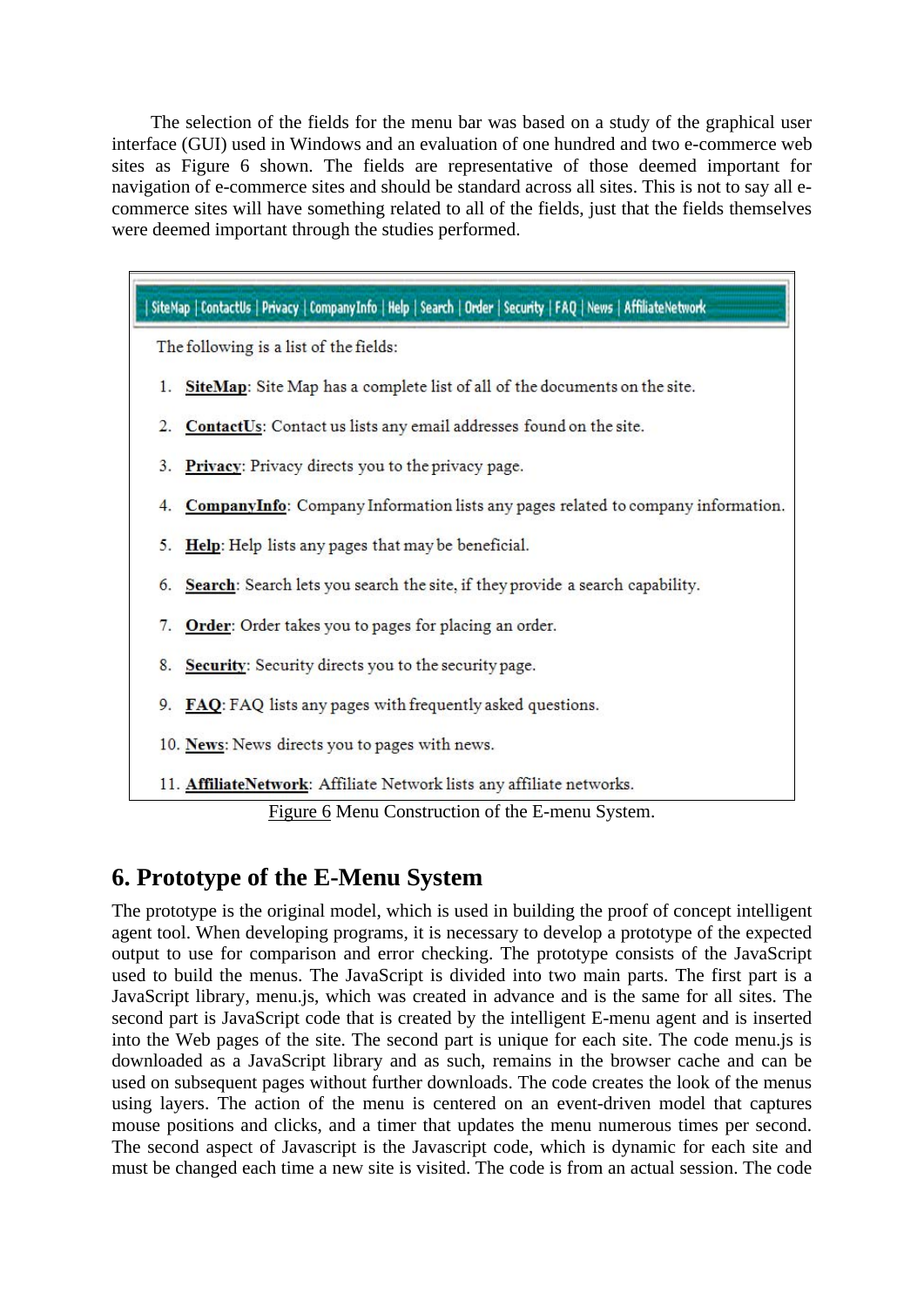The selection of the fields for the menu bar was based on a study of the graphical user interface (GUI) used in Windows and an evaluation of one hundred and two e-commerce web sites as Figure 6 shown. The fields are representative of those deemed important for navigation of e-commerce sites and should be standard across all sites. This is not to say all e-commerce sites will have something related to all of the fields, just that the fields themselves were deemed important through the studies performed.

| SiteMap | ContactUs | Privacy | CompanyInfo | Help | Search | Order | Security | FAQ | News | AffiliateNetwork

The following is a list of the fields:

1. **SiteMap**: Site Map has a complete list of all of the documents on the site.
2. **ContactUs**: Contact us lists any email addresses found on the site.
3. **Privacy**: Privacy directs you to the privacy page.
4. **CompanyInfo**: Company Information lists any pages related to company information.
5. **Help**: Help lists any pages that may be beneficial.
6. **Search**: Search lets you search the site, if they provide a search capability.
7. **Order**: Order takes you to pages for placing an order.
8. **Security**: Security directs you to the security page.
9. **FAQ**: FAQ lists any pages with frequently asked questions.
10. **News**: News directs you to pages with news.
11. **AffiliateNetwork**: Affiliate Network lists any affiliate networks.

Figure 6 Menu Construction of the E-menu System.

## 6. Prototype of the E-Menu System

The prototype is the original model, which is used in building the proof of concept intelligent agent tool. When developing programs, it is necessary to develop a prototype of the expected output to use for comparison and error checking. The prototype consists of the JavaScript used to build the menus. The JavaScript is divided into two main parts. The first part is a JavaScript library, menu.js, which was created in advance and is the same for all sites. The second part is JavaScript code that is created by the intelligent E-menu agent and is inserted into the Web pages of the site. The second part is unique for each site. The code menu.js is downloaded as a JavaScript library and as such, remains in the browser cache and can be used on subsequent pages without further downloads. The code creates the look of the menus using layers. The action of the menu is centered on an event-driven model that captures mouse positions and clicks, and a timer that updates the menu numerous times per second. The second aspect of Javascript is the Javascript code, which is dynamic for each site and must be changed each time a new site is visited. The code is from an actual session. The code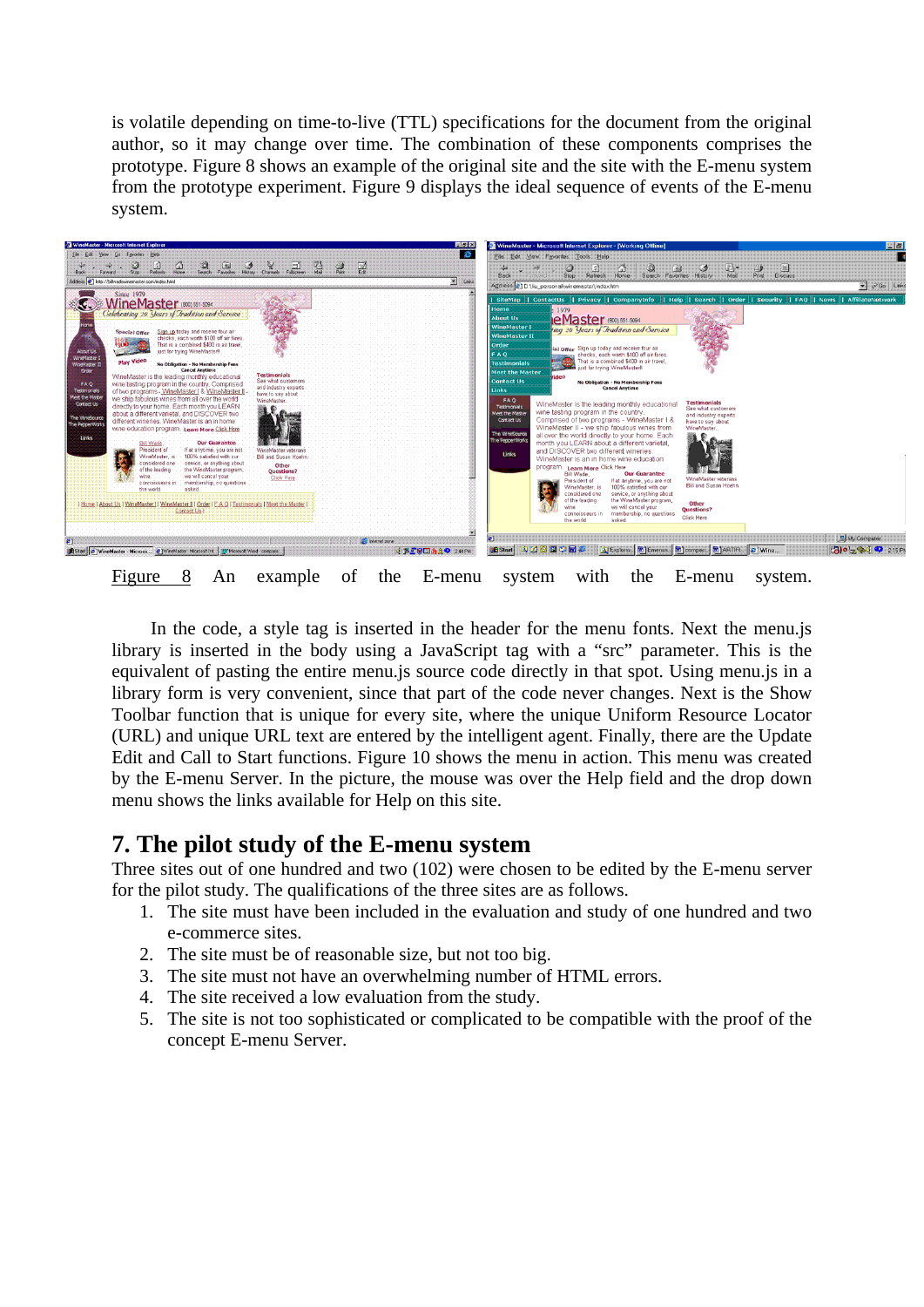is volatile depending on time-to-live (TTL) specifications for the document from the original author, so it may change over time. The combination of these components comprises the prototype. Figure 8 shows an example of the original site and the site with the E-menu system from the prototype experiment. Figure 9 displays the ideal sequence of events of the E-menu system.

Figure 8 An example of the E-menu system with the E-menu system.

In the code, a style tag is inserted in the header for the menu fonts. Next the menu.js library is inserted in the body using a JavaScript tag with a "src" parameter. This is the equivalent of pasting the entire menu.js source code directly in that spot. Using menu.js in a library form is very convenient, since that part of the code never changes. Next is the Show Toolbar function that is unique for every site, where the unique Uniform Resource Locator (URL) and unique URL text are entered by the intelligent agent. Finally, there are the Update Edit and Call to Start functions. Figure 10 shows the menu in action. This menu was created by the E-menu Server. In the picture, the mouse was over the Help field and the drop down menu shows the links available for Help on this site.

## 7. The pilot study of the E-menu system

Three sites out of one hundred and two (102) were chosen to be edited by the E-menu server for the pilot study. The qualifications of the three sites are as follows.

1. The site must have been included in the evaluation and study of one hundred and two e-commerce sites.
2. The site must be of reasonable size, but not too big.
3. The site must not have an overwhelming number of HTML errors.
4. The site received a low evaluation from the study.
5. The site is not too sophisticated or complicated to be compatible with the proof of the concept E-menu Server.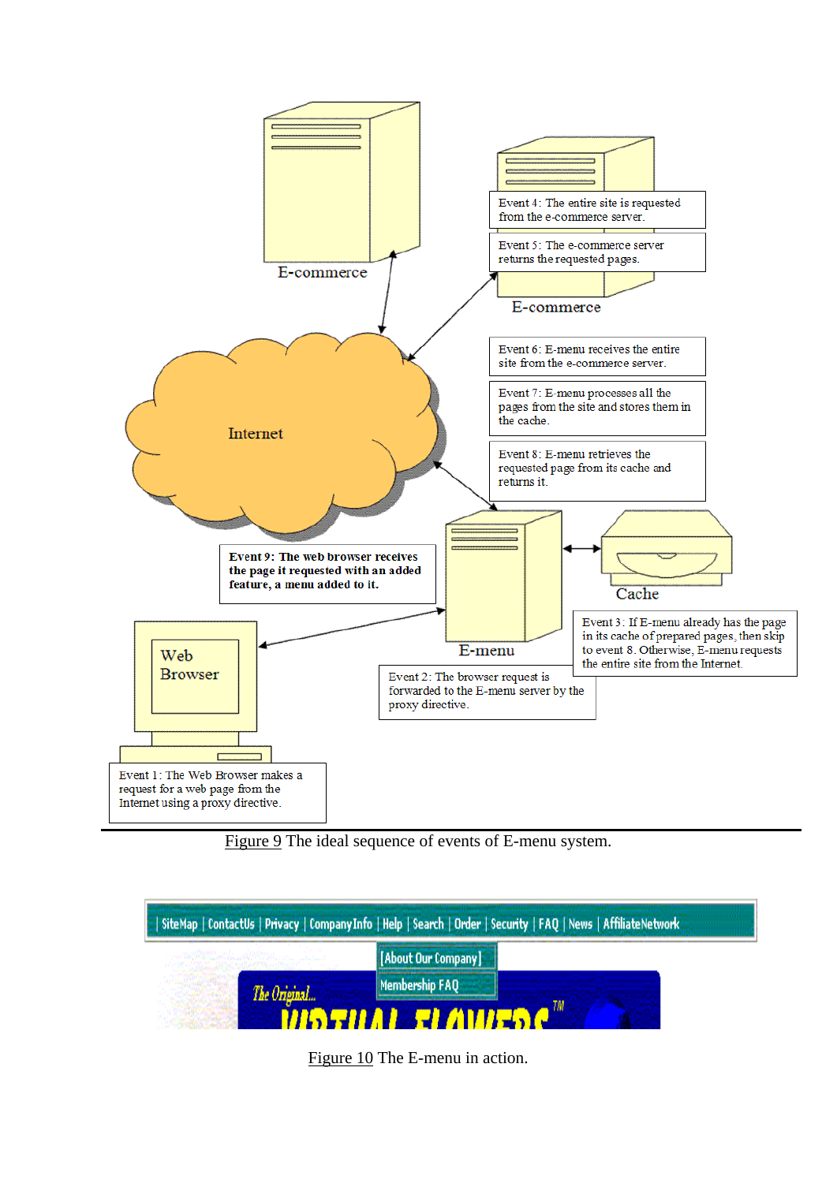E-commerce

E-commerce

Event 4: The entire site is requested from the e-commerce server.

Event 5: The e-commerce server returns the requested pages.

Event 6: E-menu receives the entire site from the e-commerce server.

Event 7: E-menu processes all the pages from the site and stores them in the cache.

Event 8: E-menu retrieves the requested page from its cache and returns it.

Internet

**Event 9: The web browser receives the page it requested with an added feature, a menu added to it.**

Cache

E-menu

Event 3: If E-menu already has the page in its cache of prepared pages, then skip to event 8. Otherwise, E-menu requests the entire site from the Internet.

Web Browser

Event 2: The browser request is forwarded to the E-menu server by the proxy directive.

Event 1: The Web Browser makes a request for a web page from the Internet using a proxy directive.

Figure 9 The ideal sequence of events of E-menu system.

| SiteMap | ContactUs | Privacy | CompanyInfo | Help | Search | Order | Security | FAQ | News | AffiliateNetwork

[About Our Company]

Membership FAQ

The Original... VIRTUAL FLOWERS™

Figure 10 The E-menu in action.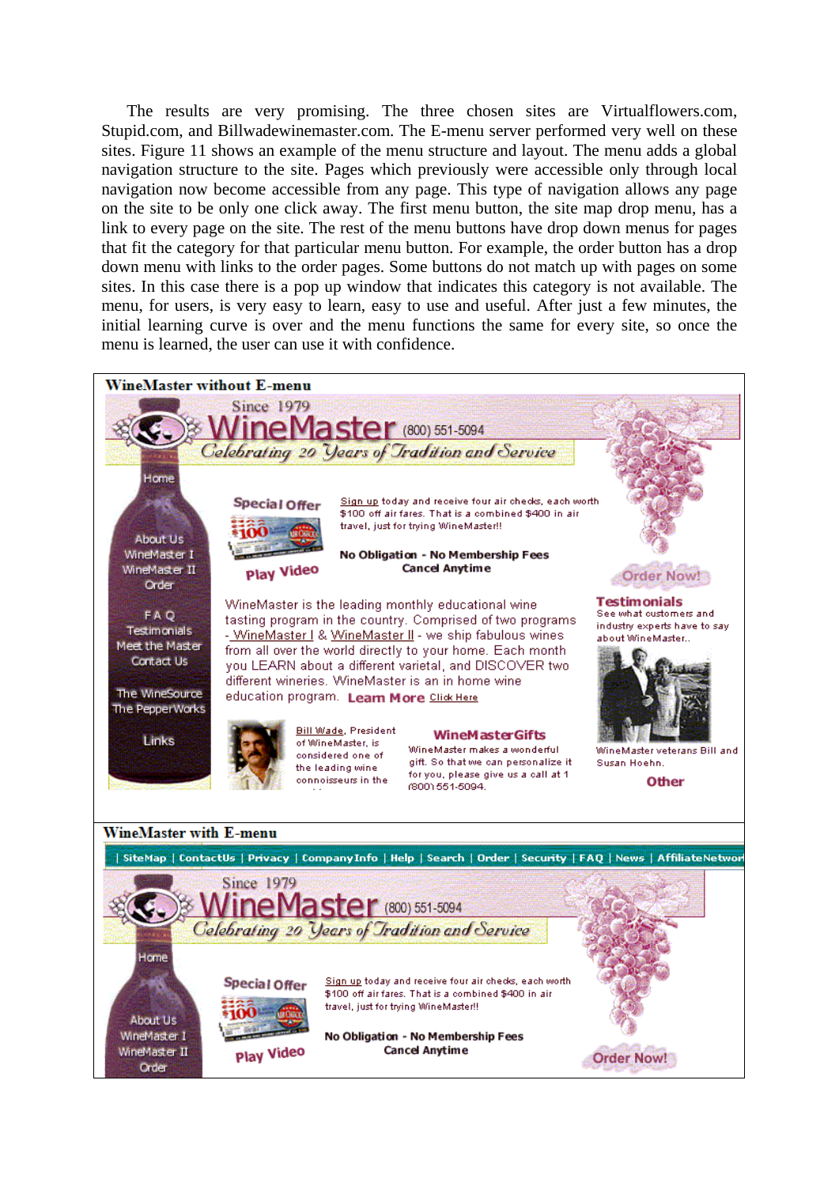The results are very promising. The three chosen sites are Virtualflowers.com, Stupid.com, and Billwadewinemaster.com. The E-menu server performed very well on these sites. Figure 11 shows an example of the menu structure and layout. The menu adds a global navigation structure to the site. Pages which previously were accessible only through local navigation now become accessible from any page. This type of navigation allows any page on the site to be only one click away. The first menu button, the site map drop menu, has a link to every page on the site. The rest of the menu buttons have drop down menus for pages that fit the category for that particular menu button. For example, the order button has a drop down menu with links to the order pages. Some buttons do not match up with pages on some sites. In this case there is a pop up window that indicates this category is not available. The menu, for users, is very easy to learn, easy to use and useful. After just a few minutes, the initial learning curve is over and the menu functions the same for every site, so once the menu is learned, the user can use it with confidence.

**WineMaster without E-menu**

**WineMaster with E-menu**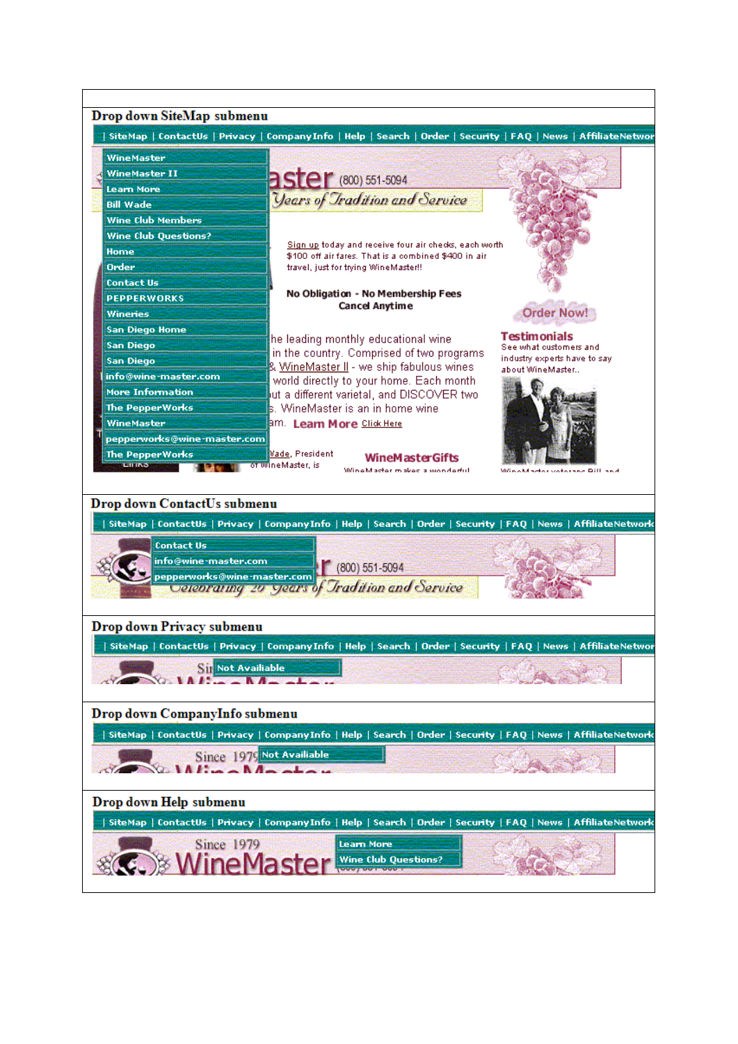Drop down SiteMap submenu

| SiteMap | ContactUs | Privacy | CompanyInfo | Help | Search | Order | Security | FAQ | News | AffiliateNetwor

- WineMaster
- WineMaster II
- Learn More
- Bill Wade
- Wine Club Members
- Wine Club Questions?
- Home
- Order
- Contact Us
- PEPPERWORKS
- Wineries
- San Diego Home
- San Diego
- San Diego
- info@wine-master.com
- More Information
- The PepperWorks
- WineMaster
- pepperworks@wine-master.com
- The PepperWorks

aster (800) 551-5094
Years of Tradition and Service

Sign up today and receive four air checks, each worth $100 off air fares. That is a combined $400 in air travel, just for trying WineMaster!!

No Obligation - No Membership Fees
Cancel Anytime

Order Now!

he leading monthly educational wine in the country. Comprised of two programs & WineMaster II - we ship fabulous wines world directly to your home. Each month ut a different varietal, and DISCOVER two s. WineMaster is an in home wine am. Learn More Click Here

Testimonials
See what customers and industry experts have to say about WineMaster..

Vade, President of WineMaster, is

WineMasterGifts

Drop down ContactUs submenu

| SiteMap | ContactUs | Privacy | CompanyInfo | Help | Search | Order | Security | FAQ | News | AffiliateNetwork

- Contact Us
- info@wine-master.com
- pepperworks@wine-master.com

(800) 551-5094
Celebrating 20 Years of Tradition and Service

Drop down Privacy submenu

| SiteMap | ContactUs | Privacy | CompanyInfo | Help | Search | Order | Security | FAQ | News | AffiliateNetwor

- Not Availiable

Drop down CompanyInfo submenu

| SiteMap | ContactUs | Privacy | CompanyInfo | Help | Search | Order | Security | FAQ | News | AffiliateNetwork

Since 1979

- Not Availiable

Drop down Help submenu

| SiteMap | ContactUs | Privacy | CompanyInfo | Help | Search | Order | Security | FAQ | News | AffiliateNetwork

Since 1979
WineMaster

- Learn More
- Wine Club Questions?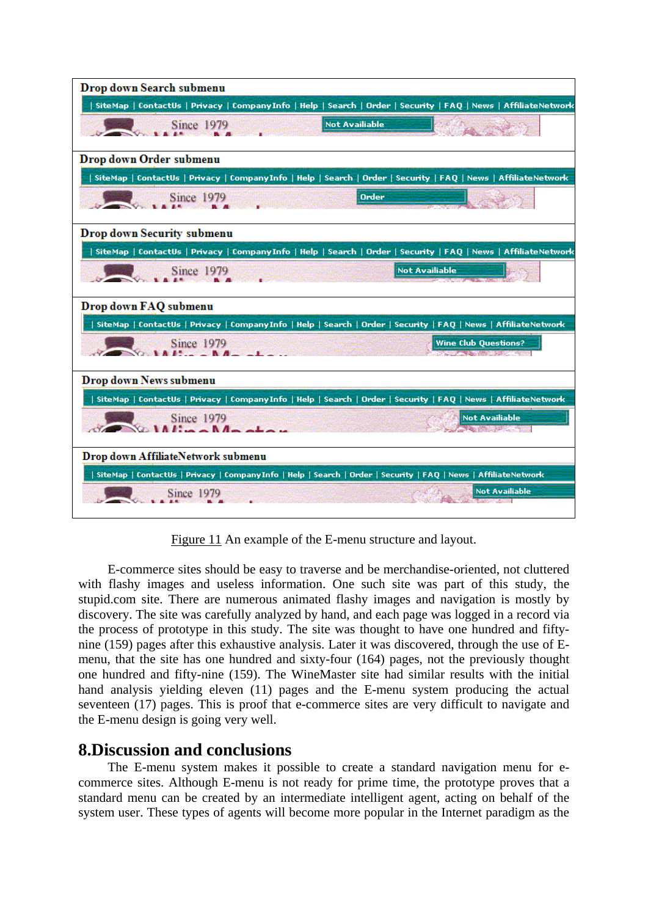Figure 11 An example of the E-menu structure and layout.

E-commerce sites should be easy to traverse and be merchandise-oriented, not cluttered with flashy images and useless information. One such site was part of this study, the stupid.com site. There are numerous animated flashy images and navigation is mostly by discovery. The site was carefully analyzed by hand, and each page was logged in a record via the process of prototype in this study. The site was thought to have one hundred and fifty-nine (159) pages after this exhaustive analysis. Later it was discovered, through the use of E-menu, that the site has one hundred and sixty-four (164) pages, not the previously thought one hundred and fifty-nine (159). The WineMaster site had similar results with the initial hand analysis yielding eleven (11) pages and the E-menu system producing the actual seventeen (17) pages. This is proof that e-commerce sites are very difficult to navigate and the E-menu design is going very well.

## 8.Discussion and conclusions

The E-menu system makes it possible to create a standard navigation menu for e-commerce sites. Although E-menu is not ready for prime time, the prototype proves that a standard menu can be created by an intermediate intelligent agent, acting on behalf of the system user. These types of agents will become more popular in the Internet paradigm as the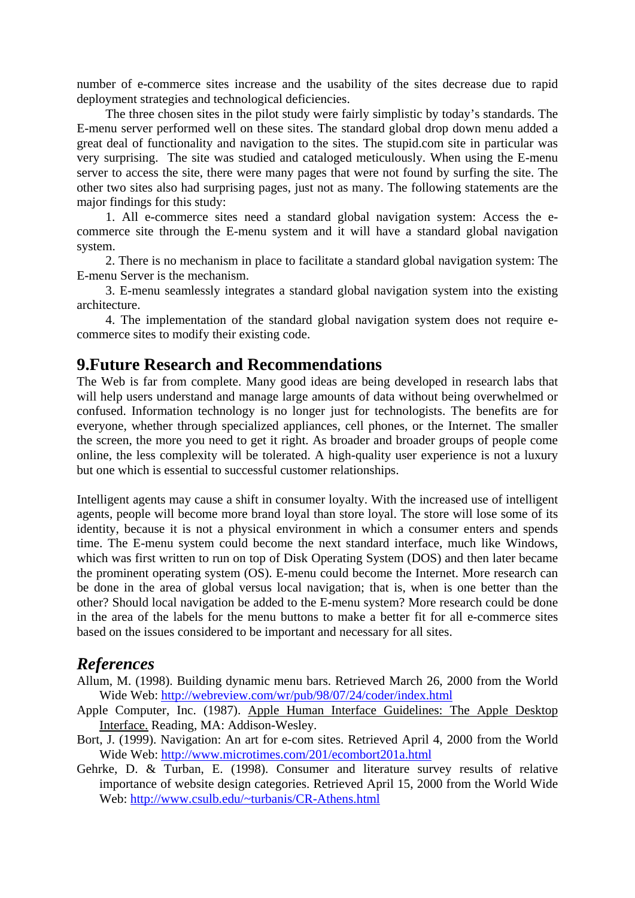number of e-commerce sites increase and the usability of the sites decrease due to rapid deployment strategies and technological deficiencies.

The three chosen sites in the pilot study were fairly simplistic by today's standards. The E-menu server performed well on these sites. The standard global drop down menu added a great deal of functionality and navigation to the sites. The stupid.com site in particular was very surprising. The site was studied and cataloged meticulously. When using the E-menu server to access the site, there were many pages that were not found by surfing the site. The other two sites also had surprising pages, just not as many. The following statements are the major findings for this study:

1. All e-commerce sites need a standard global navigation system: Access the e-commerce site through the E-menu system and it will have a standard global navigation system.
2. There is no mechanism in place to facilitate a standard global navigation system: The E-menu Server is the mechanism.
3. E-menu seamlessly integrates a standard global navigation system into the existing architecture.
4. The implementation of the standard global navigation system does not require e-commerce sites to modify their existing code.

## 9.Future Research and Recommendations

The Web is far from complete. Many good ideas are being developed in research labs that will help users understand and manage large amounts of data without being overwhelmed or confused. Information technology is no longer just for technologists. The benefits are for everyone, whether through specialized appliances, cell phones, or the Internet. The smaller the screen, the more you need to get it right. As broader and broader groups of people come online, the less complexity will be tolerated. A high-quality user experience is not a luxury but one which is essential to successful customer relationships.

Intelligent agents may cause a shift in consumer loyalty. With the increased use of intelligent agents, people will become more brand loyal than store loyal. The store will lose some of its identity, because it is not a physical environment in which a consumer enters and spends time. The E-menu system could become the next standard interface, much like Windows, which was first written to run on top of Disk Operating System (DOS) and then later became the prominent operating system (OS). E-menu could become the Internet. More research can be done in the area of global versus local navigation; that is, when is one better than the other? Should local navigation be added to the E-menu system? More research could be done in the area of the labels for the menu buttons to make a better fit for all e-commerce sites based on the issues considered to be important and necessary for all sites.

## *References*

Allum, M. (1998). Building dynamic menu bars. Retrieved March 26, 2000 from the World Wide Web: http://webreview.com/wr/pub/98/07/24/coder/index.html

Apple Computer, Inc. (1987). Apple Human Interface Guidelines: The Apple Desktop Interface. Reading, MA: Addison-Wesley.

Bort, J. (1999). Navigation: An art for e-com sites. Retrieved April 4, 2000 from the World Wide Web: http://www.microtimes.com/201/ecombort201a.html

Gehrke, D. & Turban, E. (1998). Consumer and literature survey results of relative importance of website design categories. Retrieved April 15, 2000 from the World Wide Web: http://www.csulb.edu/~turbanis/CR-Athens.html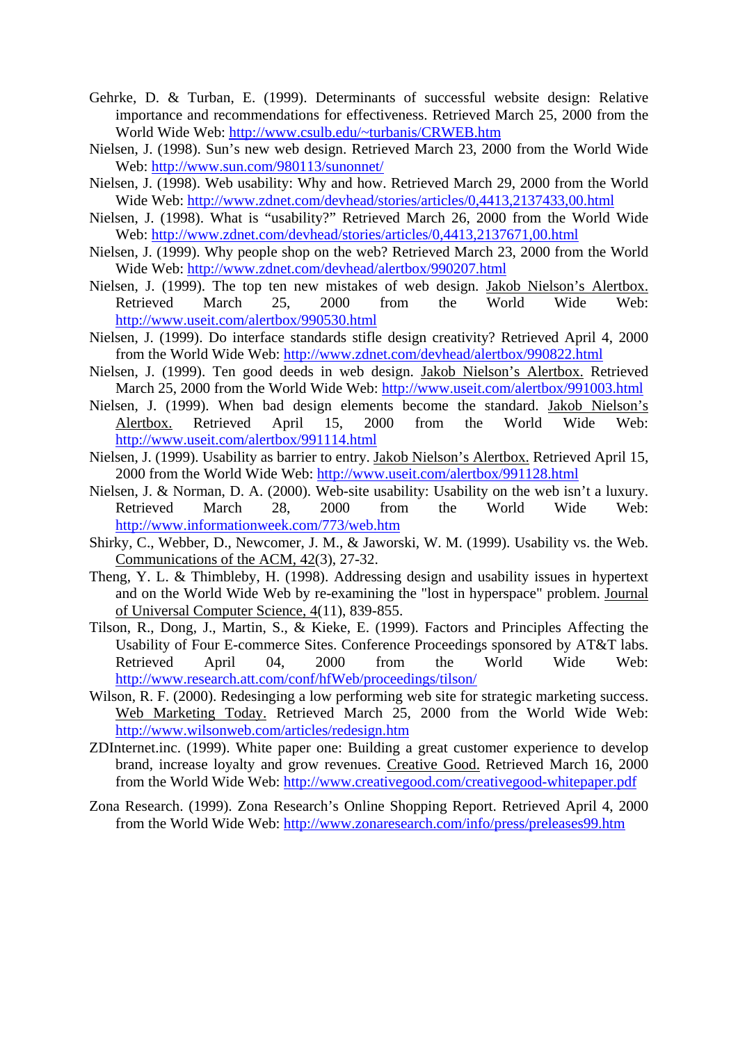Gehrke, D. & Turban, E. (1999). Determinants of successful website design: Relative importance and recommendations for effectiveness. Retrieved March 25, 2000 from the World Wide Web: http://www.csulb.edu/~turbanis/CRWEB.htm

Nielsen, J. (1998). Sun's new web design. Retrieved March 23, 2000 from the World Wide Web: http://www.sun.com/980113/sunonnet/

Nielsen, J. (1998). Web usability: Why and how. Retrieved March 29, 2000 from the World Wide Web: http://www.zdnet.com/devhead/stories/articles/0,4413,2137433,00.html

Nielsen, J. (1998). What is "usability?" Retrieved March 26, 2000 from the World Wide Web: http://www.zdnet.com/devhead/stories/articles/0,4413,2137671,00.html

Nielsen, J. (1999). Why people shop on the web? Retrieved March 23, 2000 from the World Wide Web: http://www.zdnet.com/devhead/alertbox/990207.html

Nielsen, J. (1999). The top ten new mistakes of web design. Jakob Nielson's Alertbox. Retrieved March 25, 2000 from the World Wide Web: http://www.useit.com/alertbox/990530.html

Nielsen, J. (1999). Do interface standards stifle design creativity? Retrieved April 4, 2000 from the World Wide Web: http://www.zdnet.com/devhead/alertbox/990822.html

Nielsen, J. (1999). Ten good deeds in web design. Jakob Nielson's Alertbox. Retrieved March 25, 2000 from the World Wide Web: http://www.useit.com/alertbox/991003.html

Nielsen, J. (1999). When bad design elements become the standard. Jakob Nielson's Alertbox. Retrieved April 15, 2000 from the World Wide Web: http://www.useit.com/alertbox/991114.html

Nielsen, J. (1999). Usability as barrier to entry. Jakob Nielson's Alertbox. Retrieved April 15, 2000 from the World Wide Web: http://www.useit.com/alertbox/991128.html

Nielsen, J. & Norman, D. A. (2000). Web-site usability: Usability on the web isn't a luxury. Retrieved March 28, 2000 from the World Wide Web: http://www.informationweek.com/773/web.htm

Shirky, C., Webber, D., Newcomer, J. M., & Jaworski, W. M. (1999). Usability vs. the Web. Communications of the ACM, 42(3), 27-32.

Theng, Y. L. & Thimbleby, H. (1998). Addressing design and usability issues in hypertext and on the World Wide Web by re-examining the "lost in hyperspace" problem. Journal of Universal Computer Science, 4(11), 839-855.

Tilson, R., Dong, J., Martin, S., & Kieke, E. (1999). Factors and Principles Affecting the Usability of Four E-commerce Sites. Conference Proceedings sponsored by AT&T labs. Retrieved April 04, 2000 from the World Wide Web: http://www.research.att.com/conf/hfWeb/proceedings/tilson/

Wilson, R. F. (2000). Redesinging a low performing web site for strategic marketing success. Web Marketing Today. Retrieved March 25, 2000 from the World Wide Web: http://www.wilsonweb.com/articles/redesign.htm

ZDInternet.inc. (1999). White paper one: Building a great customer experience to develop brand, increase loyalty and grow revenues. Creative Good. Retrieved March 16, 2000 from the World Wide Web: http://www.creativegood.com/creativegood-whitepaper.pdf

Zona Research. (1999). Zona Research's Online Shopping Report. Retrieved April 4, 2000 from the World Wide Web: http://www.zonaresearch.com/info/press/preleases99.htm